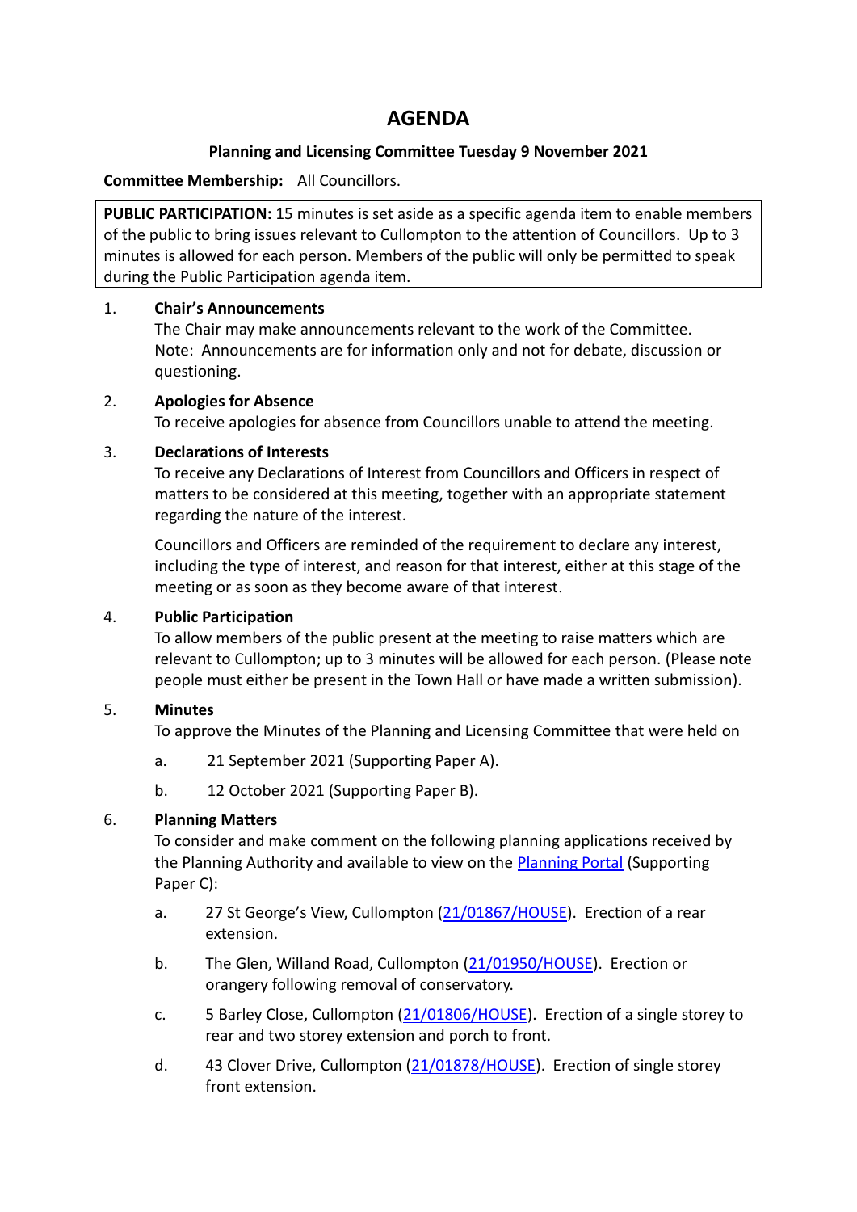# AGENDA

**Planning and Licensing Committee Tuesday 9 November 2021**

**Committee Membership:** All Councillors.

**PUBLIC PARTICIPATION:** 15 minutes is set aside as a specific agenda item to enable members of the public to bring issues relevant to Cullompton to the attention of Councillors. Up to 3 minutes is allowed for each person. Members of the public will only be permitted to speak during the Public Participation agenda item.

1. **Chair's Announcements**
   The Chair may make announcements relevant to the work of the Committee. Note: Announcements are for information only and not for debate, discussion or questioning.

2. **Apologies for Absence**
   To receive apologies for absence from Councillors unable to attend the meeting.

3. **Declarations of Interests**
   To receive any Declarations of Interest from Councillors and Officers in respect of matters to be considered at this meeting, together with an appropriate statement regarding the nature of the interest.

   Councillors and Officers are reminded of the requirement to declare any interest, including the type of interest, and reason for that interest, either at this stage of the meeting or as soon as they become aware of that interest.

4. **Public Participation**
   To allow members of the public present at the meeting to raise matters which are relevant to Cullompton; up to 3 minutes will be allowed for each person. (Please note people must either be present in the Town Hall or have made a written submission).

5. **Minutes**
   To approve the Minutes of the Planning and Licensing Committee that were held on

   a. 21 September 2021 (Supporting Paper A).

   b. 12 October 2021 (Supporting Paper B).

6. **Planning Matters**
   To consider and make comment on the following planning applications received by the Planning Authority and available to view on the Planning Portal (Supporting Paper C):

   a. 27 St George's View, Cullompton (21/01867/HOUSE). Erection of a rear extension.

   b. The Glen, Willand Road, Cullompton (21/01950/HOUSE). Erection or orangery following removal of conservatory.

   c. 5 Barley Close, Cullompton (21/01806/HOUSE). Erection of a single storey to rear and two storey extension and porch to front.

   d. 43 Clover Drive, Cullompton (21/01878/HOUSE). Erection of single storey front extension.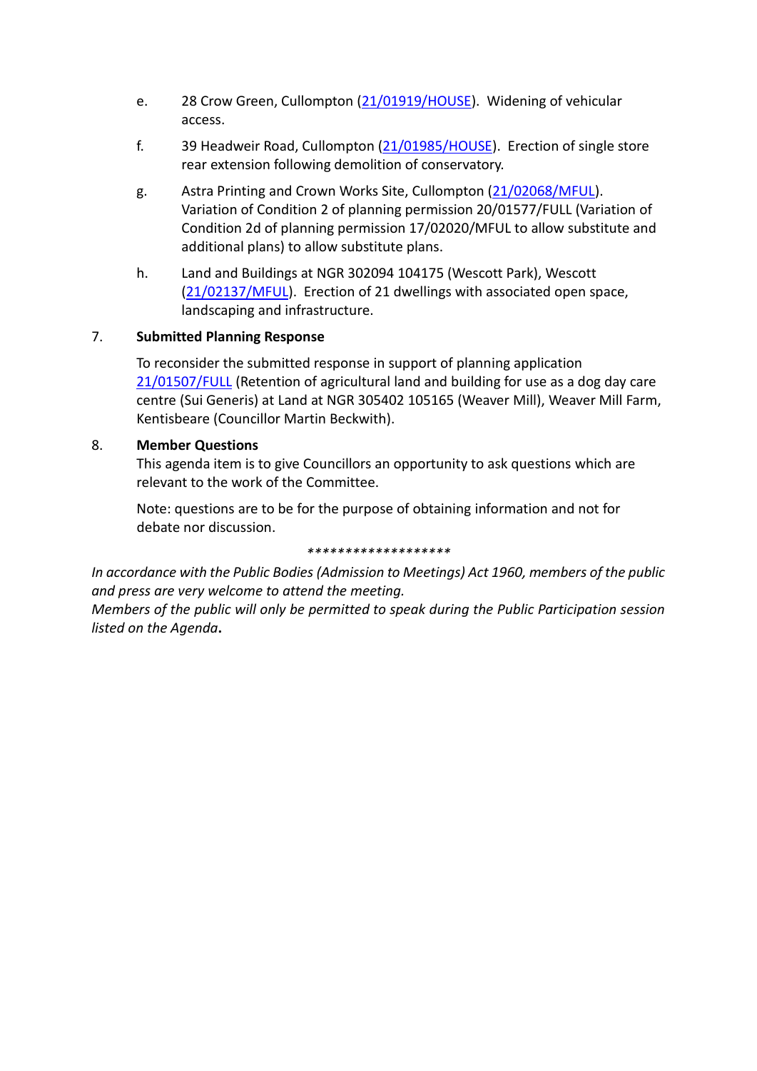e. 28 Crow Green, Cullompton (21/01919/HOUSE). Widening of vehicular access.

f. 39 Headweir Road, Cullompton (21/01985/HOUSE). Erection of single store rear extension following demolition of conservatory.

g. Astra Printing and Crown Works Site, Cullompton (21/02068/MFUL). Variation of Condition 2 of planning permission 20/01577/FULL (Variation of Condition 2d of planning permission 17/02020/MFUL to allow substitute and additional plans) to allow substitute plans.

h. Land and Buildings at NGR 302094 104175 (Wescott Park), Wescott (21/02137/MFUL). Erection of 21 dwellings with associated open space, landscaping and infrastructure.

7. **Submitted Planning Response**

To reconsider the submitted response in support of planning application 21/01507/FULL (Retention of agricultural land and building for use as a dog day care centre (Sui Generis) at Land at NGR 305402 105165 (Weaver Mill), Weaver Mill Farm, Kentisbeare (Councillor Martin Beckwith).

8. **Member Questions**

This agenda item is to give Councillors an opportunity to ask questions which are relevant to the work of the Committee.

Note: questions are to be for the purpose of obtaining information and not for debate nor discussion.

*******************

*In accordance with the Public Bodies (Admission to Meetings) Act 1960, members of the public and press are very welcome to attend the meeting.*

*Members of the public will only be permitted to speak during the Public Participation session listed on the Agenda***.**